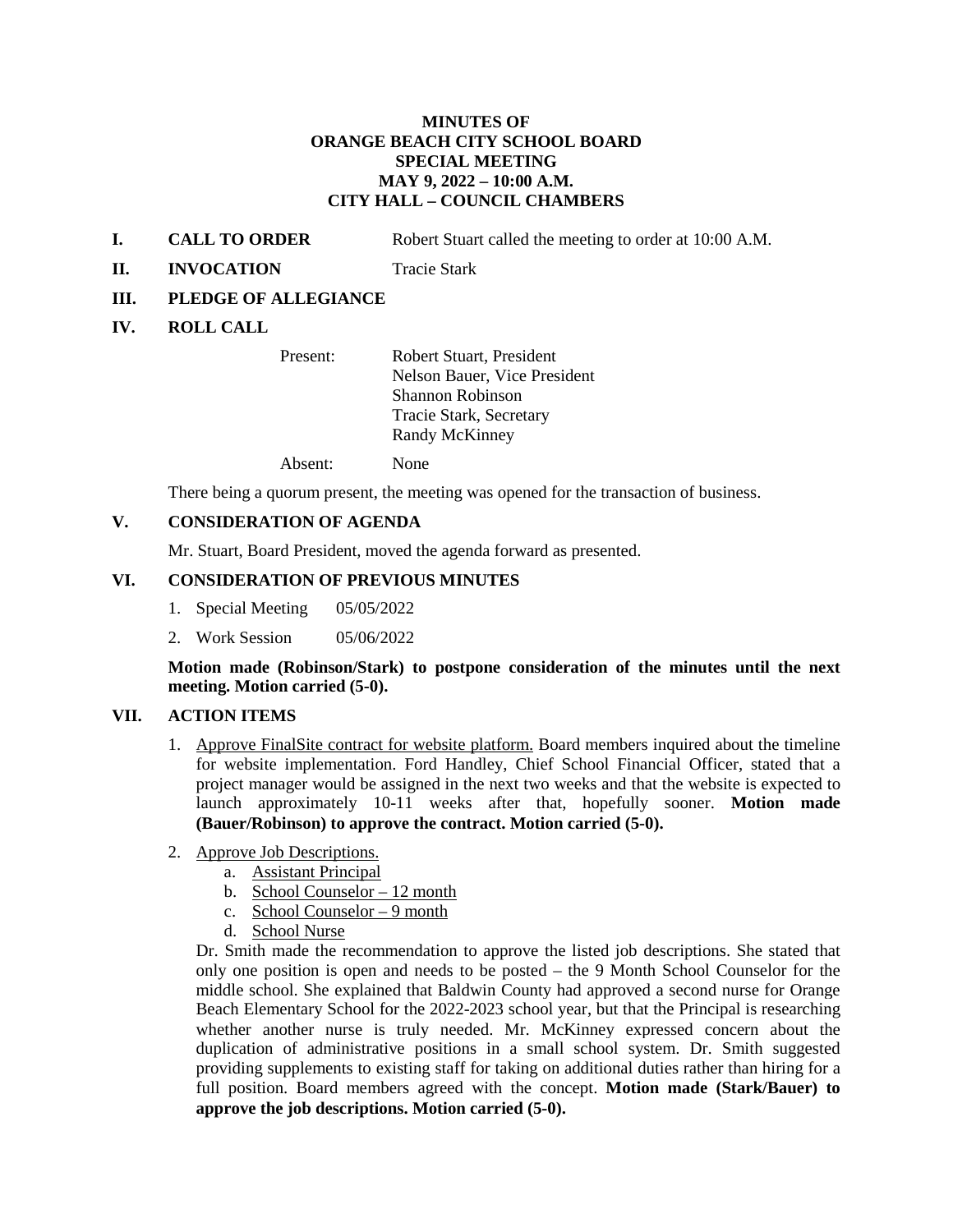# MINUTES OF
# ORANGE BEACH CITY SCHOOL BOARD
# SPECIAL MEETING
# MAY 9, 2022 – 10:00 A.M.
# CITY HALL – COUNCIL CHAMBERS

**I. CALL TO ORDER** Robert Stuart called the meeting to order at 10:00 A.M.

**II. INVOCATION** Tracie Stark

**III. PLEDGE OF ALLEGIANCE**

**IV. ROLL CALL**

Present:
- Robert Stuart, President
- Nelson Bauer, Vice President
- Shannon Robinson
- Tracie Stark, Secretary
- Randy McKinney

Absent: None

There being a quorum present, the meeting was opened for the transaction of business.

**V. CONSIDERATION OF AGENDA**

Mr. Stuart, Board President, moved the agenda forward as presented.

**VI. CONSIDERATION OF PREVIOUS MINUTES**

1. Special Meeting 05/05/2022
2. Work Session 05/06/2022

**Motion made (Robinson/Stark) to postpone consideration of the minutes until the next meeting. Motion carried (5-0).**

**VII. ACTION ITEMS**

1. Approve FinalSite contract for website platform. Board members inquired about the timeline for website implementation. Ford Handley, Chief School Financial Officer, stated that a project manager would be assigned in the next two weeks and that the website is expected to launch approximately 10-11 weeks after that, hopefully sooner. **Motion made (Bauer/Robinson) to approve the contract. Motion carried (5-0).**

2. Approve Job Descriptions.
   a. Assistant Principal
   b. School Counselor – 12 month
   c. School Counselor – 9 month
   d. School Nurse

   Dr. Smith made the recommendation to approve the listed job descriptions. She stated that only one position is open and needs to be posted – the 9 Month School Counselor for the middle school. She explained that Baldwin County had approved a second nurse for Orange Beach Elementary School for the 2022-2023 school year, but that the Principal is researching whether another nurse is truly needed. Mr. McKinney expressed concern about the duplication of administrative positions in a small school system. Dr. Smith suggested providing supplements to existing staff for taking on additional duties rather than hiring for a full position. Board members agreed with the concept. **Motion made (Stark/Bauer) to approve the job descriptions. Motion carried (5-0).**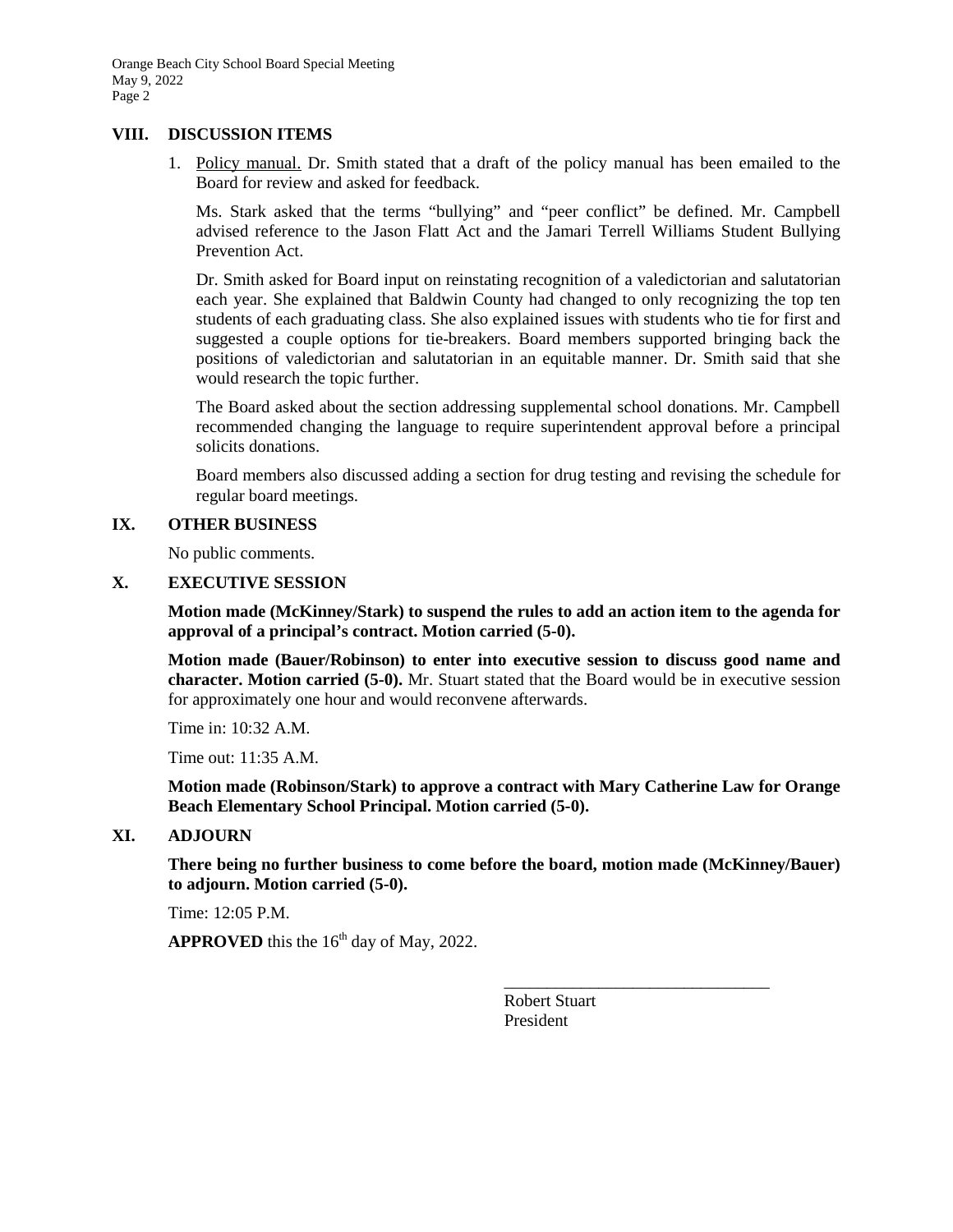## VIII. DISCUSSION ITEMS

1. Policy manual. Dr. Smith stated that a draft of the policy manual has been emailed to the Board for review and asked for feedback.

   Ms. Stark asked that the terms "bullying" and "peer conflict" be defined. Mr. Campbell advised reference to the Jason Flatt Act and the Jamari Terrell Williams Student Bullying Prevention Act.

   Dr. Smith asked for Board input on reinstating recognition of a valedictorian and salutatorian each year. She explained that Baldwin County had changed to only recognizing the top ten students of each graduating class. She also explained issues with students who tie for first and suggested a couple options for tie-breakers. Board members supported bringing back the positions of valedictorian and salutatorian in an equitable manner. Dr. Smith said that she would research the topic further.

   The Board asked about the section addressing supplemental school donations. Mr. Campbell recommended changing the language to require superintendent approval before a principal solicits donations.

   Board members also discussed adding a section for drug testing and revising the schedule for regular board meetings.

## IX. OTHER BUSINESS

No public comments.

## X. EXECUTIVE SESSION

**Motion made (McKinney/Stark) to suspend the rules to add an action item to the agenda for approval of a principal's contract. Motion carried (5-0).**

**Motion made (Bauer/Robinson) to enter into executive session to discuss good name and character. Motion carried (5-0).** Mr. Stuart stated that the Board would be in executive session for approximately one hour and would reconvene afterwards.

Time in: 10:32 A.M.

Time out: 11:35 A.M.

**Motion made (Robinson/Stark) to approve a contract with Mary Catherine Law for Orange Beach Elementary School Principal. Motion carried (5-0).**

## XI. ADJOURN

**There being no further business to come before the board, motion made (McKinney/Bauer) to adjourn. Motion carried (5-0).**

Time: 12:05 P.M.

**APPROVED** this the 16th day of May, 2022.

\_\_\_\_\_\_\_\_\_\_\_\_\_\_\_\_\_\_\_\_\_\_\_\_\_\_\_\_\_\_\_\_

Robert Stuart
President